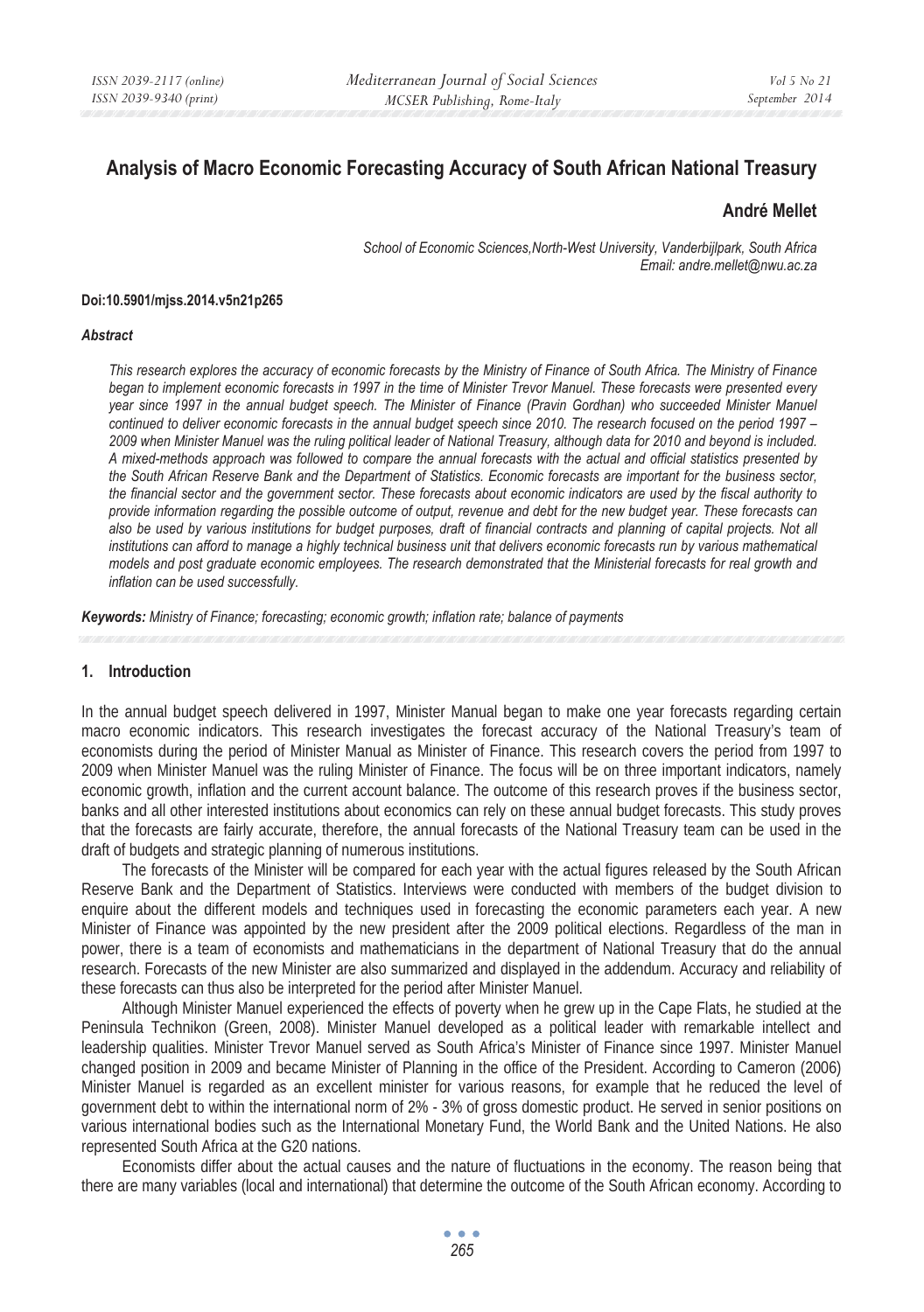# Analysis of Macro Economic Forecasting Accuracy of South African National Treasury

**André Mellet**

*School of Economic Sciences,North-West University, Vanderbijlpark, South Africa*
*Email: andre.mellet@nwu.ac.za*

**Doi:10.5901/mjss.2014.v5n21p265**

### *Abstract*

*This research explores the accuracy of economic forecasts by the Ministry of Finance of South Africa. The Ministry of Finance began to implement economic forecasts in 1997 in the time of Minister Trevor Manuel. These forecasts were presented every year since 1997 in the annual budget speech. The Minister of Finance (Pravin Gordhan) who succeeded Minister Manuel continued to deliver economic forecasts in the annual budget speech since 2010. The research focused on the period 1997 – 2009 when Minister Manuel was the ruling political leader of National Treasury, although data for 2010 and beyond is included. A mixed-methods approach was followed to compare the annual forecasts with the actual and official statistics presented by the South African Reserve Bank and the Department of Statistics. Economic forecasts are important for the business sector, the financial sector and the government sector. These forecasts about economic indicators are used by the fiscal authority to provide information regarding the possible outcome of output, revenue and debt for the new budget year. These forecasts can also be used by various institutions for budget purposes, draft of financial contracts and planning of capital projects. Not all institutions can afford to manage a highly technical business unit that delivers economic forecasts run by various mathematical models and post graduate economic employees. The research demonstrated that the Ministerial forecasts for real growth and inflation can be used successfully.*

***Keywords:*** *Ministry of Finance; forecasting; economic growth; inflation rate; balance of payments*

## 1. Introduction

In the annual budget speech delivered in 1997, Minister Manual began to make one year forecasts regarding certain macro economic indicators. This research investigates the forecast accuracy of the National Treasury's team of economists during the period of Minister Manual as Minister of Finance. This research covers the period from 1997 to 2009 when Minister Manuel was the ruling Minister of Finance. The focus will be on three important indicators, namely economic growth, inflation and the current account balance. The outcome of this research proves if the business sector, banks and all other interested institutions about economics can rely on these annual budget forecasts. This study proves that the forecasts are fairly accurate, therefore, the annual forecasts of the National Treasury team can be used in the draft of budgets and strategic planning of numerous institutions.

The forecasts of the Minister will be compared for each year with the actual figures released by the South African Reserve Bank and the Department of Statistics. Interviews were conducted with members of the budget division to enquire about the different models and techniques used in forecasting the economic parameters each year. A new Minister of Finance was appointed by the new president after the 2009 political elections. Regardless of the man in power, there is a team of economists and mathematicians in the department of National Treasury that do the annual research. Forecasts of the new Minister are also summarized and displayed in the addendum. Accuracy and reliability of these forecasts can thus also be interpreted for the period after Minister Manuel.

Although Minister Manuel experienced the effects of poverty when he grew up in the Cape Flats, he studied at the Peninsula Technikon (Green, 2008). Minister Manuel developed as a political leader with remarkable intellect and leadership qualities. Minister Trevor Manuel served as South Africa's Minister of Finance since 1997. Minister Manuel changed position in 2009 and became Minister of Planning in the office of the President. According to Cameron (2006) Minister Manuel is regarded as an excellent minister for various reasons, for example that he reduced the level of government debt to within the international norm of 2% - 3% of gross domestic product. He served in senior positions on various international bodies such as the International Monetary Fund, the World Bank and the United Nations. He also represented South Africa at the G20 nations.

Economists differ about the actual causes and the nature of fluctuations in the economy. The reason being that there are many variables (local and international) that determine the outcome of the South African economy. According to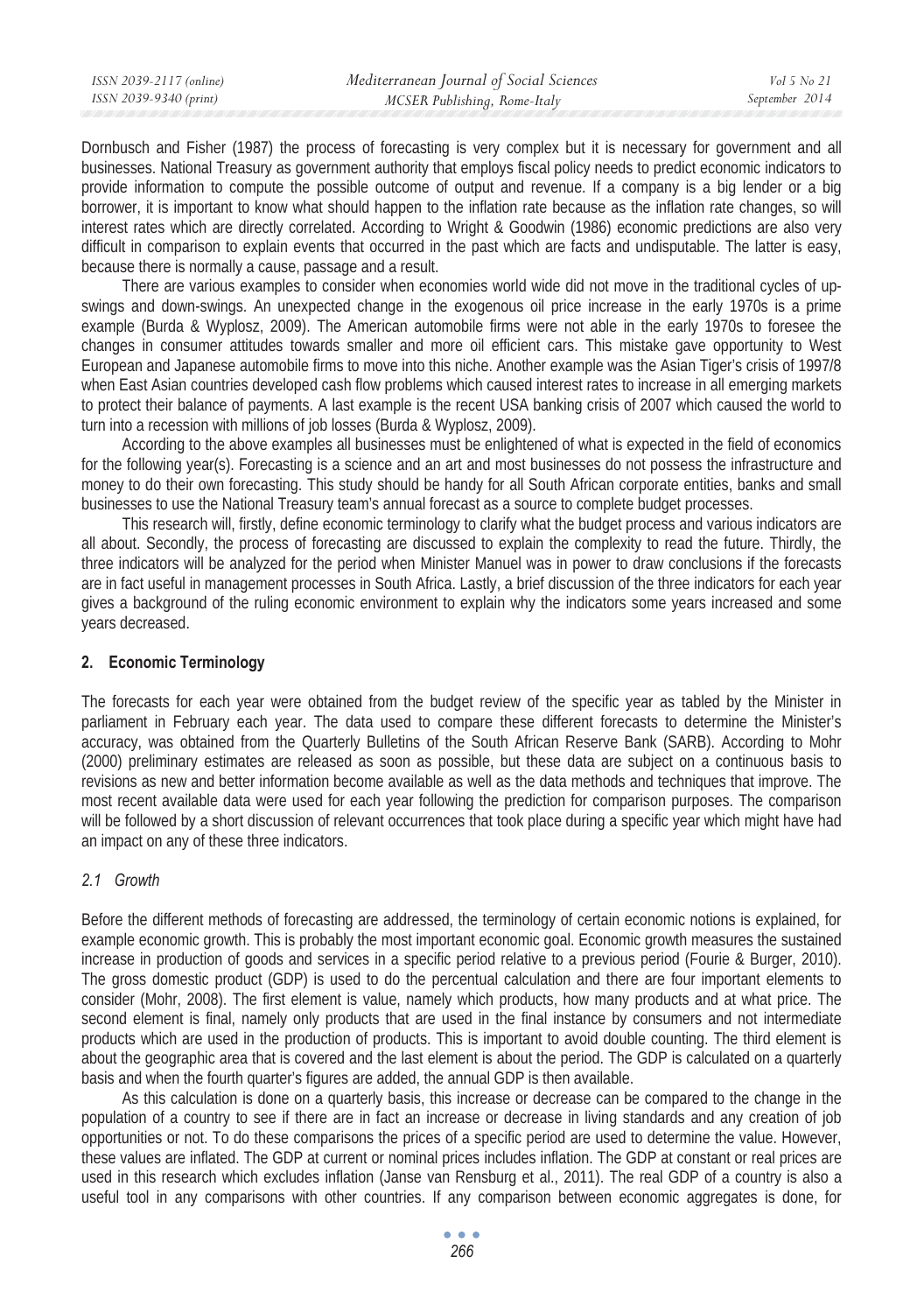Dornbusch and Fisher (1987) the process of forecasting is very complex but it is necessary for government and all businesses. National Treasury as government authority that employs fiscal policy needs to predict economic indicators to provide information to compute the possible outcome of output and revenue. If a company is a big lender or a big borrower, it is important to know what should happen to the inflation rate because as the inflation rate changes, so will interest rates which are directly correlated. According to Wright & Goodwin (1986) economic predictions are also very difficult in comparison to explain events that occurred in the past which are facts and undisputable. The latter is easy, because there is normally a cause, passage and a result.

There are various examples to consider when economies world wide did not move in the traditional cycles of up-swings and down-swings. An unexpected change in the exogenous oil price increase in the early 1970s is a prime example (Burda & Wyplosz, 2009). The American automobile firms were not able in the early 1970s to foresee the changes in consumer attitudes towards smaller and more oil efficient cars. This mistake gave opportunity to West European and Japanese automobile firms to move into this niche. Another example was the Asian Tiger's crisis of 1997/8 when East Asian countries developed cash flow problems which caused interest rates to increase in all emerging markets to protect their balance of payments. A last example is the recent USA banking crisis of 2007 which caused the world to turn into a recession with millions of job losses (Burda & Wyplosz, 2009).

According to the above examples all businesses must be enlightened of what is expected in the field of economics for the following year(s). Forecasting is a science and an art and most businesses do not possess the infrastructure and money to do their own forecasting. This study should be handy for all South African corporate entities, banks and small businesses to use the National Treasury team's annual forecast as a source to complete budget processes.

This research will, firstly, define economic terminology to clarify what the budget process and various indicators are all about. Secondly, the process of forecasting are discussed to explain the complexity to read the future. Thirdly, the three indicators will be analyzed for the period when Minister Manuel was in power to draw conclusions if the forecasts are in fact useful in management processes in South Africa. Lastly, a brief discussion of the three indicators for each year gives a background of the ruling economic environment to explain why the indicators some years increased and some years decreased.

## 2. Economic Terminology

The forecasts for each year were obtained from the budget review of the specific year as tabled by the Minister in parliament in February each year. The data used to compare these different forecasts to determine the Minister's accuracy, was obtained from the Quarterly Bulletins of the South African Reserve Bank (SARB). According to Mohr (2000) preliminary estimates are released as soon as possible, but these data are subject on a continuous basis to revisions as new and better information become available as well as the data methods and techniques that improve. The most recent available data were used for each year following the prediction for comparison purposes. The comparison will be followed by a short discussion of relevant occurrences that took place during a specific year which might have had an impact on any of these three indicators.

### *2.1 Growth*

Before the different methods of forecasting are addressed, the terminology of certain economic notions is explained, for example economic growth. This is probably the most important economic goal. Economic growth measures the sustained increase in production of goods and services in a specific period relative to a previous period (Fourie & Burger, 2010). The gross domestic product (GDP) is used to do the percentual calculation and there are four important elements to consider (Mohr, 2008). The first element is value, namely which products, how many products and at what price. The second element is final, namely only products that are used in the final instance by consumers and not intermediate products which are used in the production of products. This is important to avoid double counting. The third element is about the geographic area that is covered and the last element is about the period. The GDP is calculated on a quarterly basis and when the fourth quarter's figures are added, the annual GDP is then available.

As this calculation is done on a quarterly basis, this increase or decrease can be compared to the change in the population of a country to see if there are in fact an increase or decrease in living standards and any creation of job opportunities or not. To do these comparisons the prices of a specific period are used to determine the value. However, these values are inflated. The GDP at current or nominal prices includes inflation. The GDP at constant or real prices are used in this research which excludes inflation (Janse van Rensburg et al., 2011). The real GDP of a country is also a useful tool in any comparisons with other countries. If any comparison between economic aggregates is done, for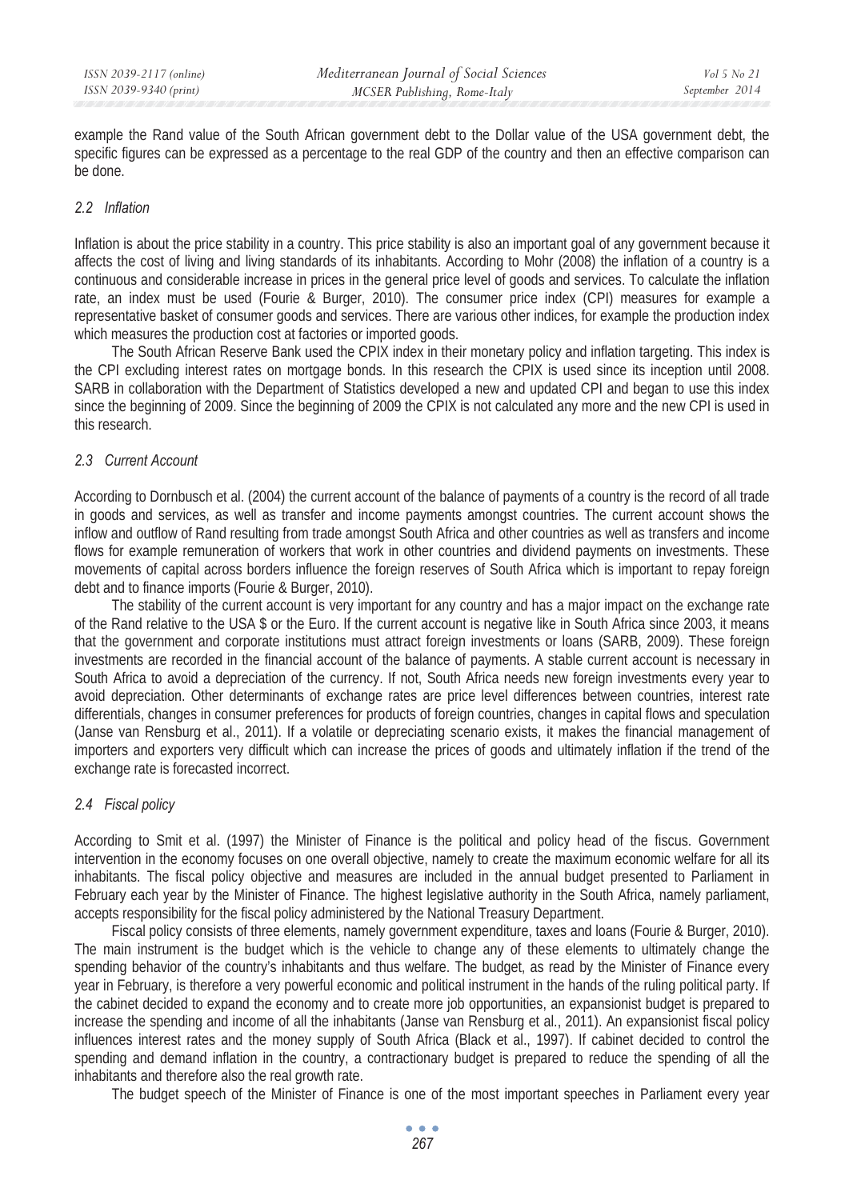example the Rand value of the South African government debt to the Dollar value of the USA government debt, the specific figures can be expressed as a percentage to the real GDP of the country and then an effective comparison can be done.

### *2.2 Inflation*

Inflation is about the price stability in a country. This price stability is also an important goal of any government because it affects the cost of living and living standards of its inhabitants. According to Mohr (2008) the inflation of a country is a continuous and considerable increase in prices in the general price level of goods and services. To calculate the inflation rate, an index must be used (Fourie & Burger, 2010). The consumer price index (CPI) measures for example a representative basket of consumer goods and services. There are various other indices, for example the production index which measures the production cost at factories or imported goods.

The South African Reserve Bank used the CPIX index in their monetary policy and inflation targeting. This index is the CPI excluding interest rates on mortgage bonds. In this research the CPIX is used since its inception until 2008. SARB in collaboration with the Department of Statistics developed a new and updated CPI and began to use this index since the beginning of 2009. Since the beginning of 2009 the CPIX is not calculated any more and the new CPI is used in this research.

### *2.3 Current Account*

According to Dornbusch et al. (2004) the current account of the balance of payments of a country is the record of all trade in goods and services, as well as transfer and income payments amongst countries. The current account shows the inflow and outflow of Rand resulting from trade amongst South Africa and other countries as well as transfers and income flows for example remuneration of workers that work in other countries and dividend payments on investments. These movements of capital across borders influence the foreign reserves of South Africa which is important to repay foreign debt and to finance imports (Fourie & Burger, 2010).

The stability of the current account is very important for any country and has a major impact on the exchange rate of the Rand relative to the USA $ or the Euro. If the current account is negative like in South Africa since 2003, it means that the government and corporate institutions must attract foreign investments or loans (SARB, 2009). These foreign investments are recorded in the financial account of the balance of payments. A stable current account is necessary in South Africa to avoid a depreciation of the currency. If not, South Africa needs new foreign investments every year to avoid depreciation. Other determinants of exchange rates are price level differences between countries, interest rate differentials, changes in consumer preferences for products of foreign countries, changes in capital flows and speculation (Janse van Rensburg et al., 2011). If a volatile or depreciating scenario exists, it makes the financial management of importers and exporters very difficult which can increase the prices of goods and ultimately inflation if the trend of the exchange rate is forecasted incorrect.

### *2.4 Fiscal policy*

According to Smit et al. (1997) the Minister of Finance is the political and policy head of the fiscus. Government intervention in the economy focuses on one overall objective, namely to create the maximum economic welfare for all its inhabitants. The fiscal policy objective and measures are included in the annual budget presented to Parliament in February each year by the Minister of Finance. The highest legislative authority in the South Africa, namely parliament, accepts responsibility for the fiscal policy administered by the National Treasury Department.

Fiscal policy consists of three elements, namely government expenditure, taxes and loans (Fourie & Burger, 2010). The main instrument is the budget which is the vehicle to change any of these elements to ultimately change the spending behavior of the country's inhabitants and thus welfare. The budget, as read by the Minister of Finance every year in February, is therefore a very powerful economic and political instrument in the hands of the ruling political party. If the cabinet decided to expand the economy and to create more job opportunities, an expansionist budget is prepared to increase the spending and income of all the inhabitants (Janse van Rensburg et al., 2011). An expansionist fiscal policy influences interest rates and the money supply of South Africa (Black et al., 1997). If cabinet decided to control the spending and demand inflation in the country, a contractionary budget is prepared to reduce the spending of all the inhabitants and therefore also the real growth rate.

The budget speech of the Minister of Finance is one of the most important speeches in Parliament every year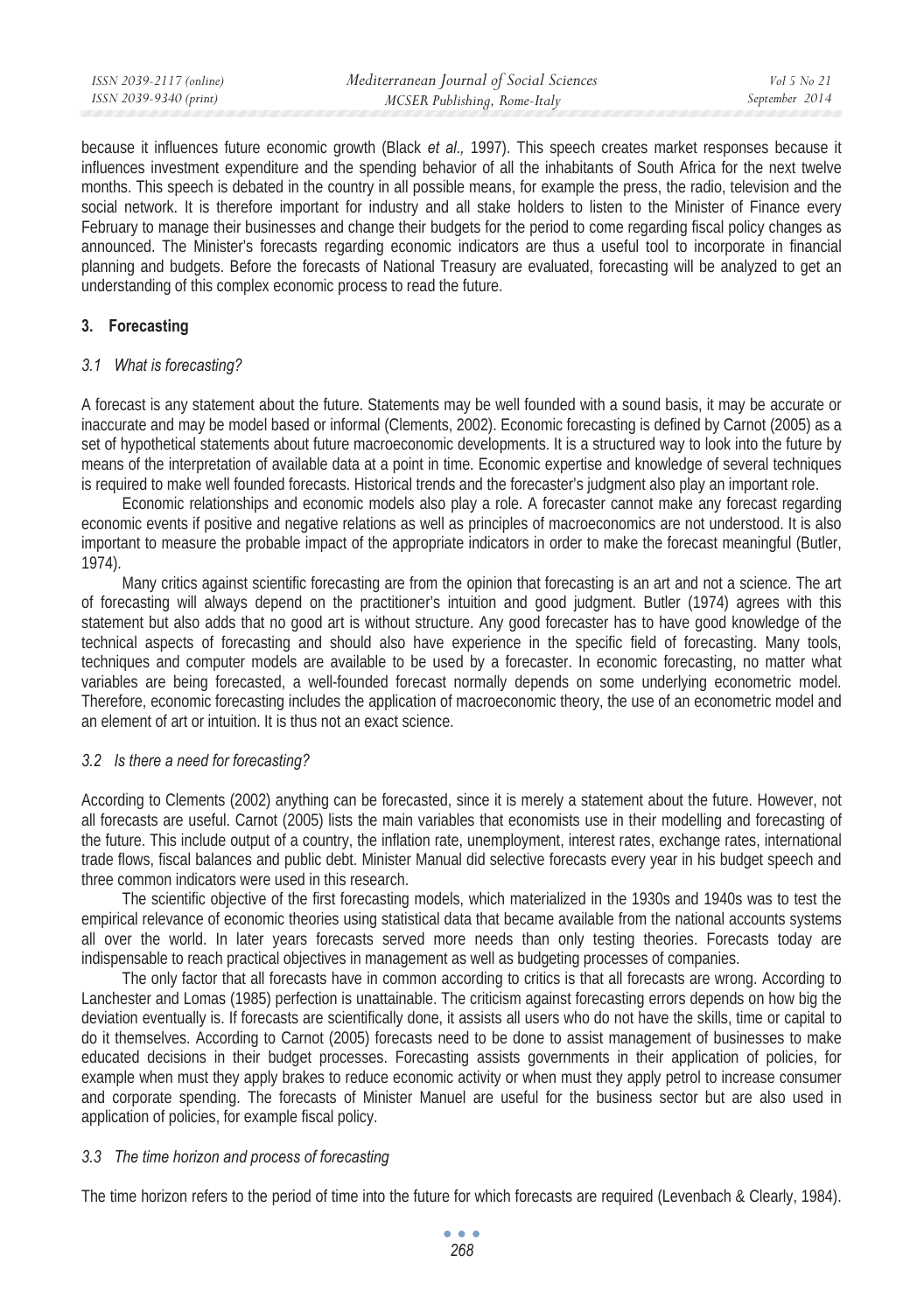because it influences future economic growth (Black *et al.,* 1997). This speech creates market responses because it influences investment expenditure and the spending behavior of all the inhabitants of South Africa for the next twelve months. This speech is debated in the country in all possible means, for example the press, the radio, television and the social network. It is therefore important for industry and all stake holders to listen to the Minister of Finance every February to manage their businesses and change their budgets for the period to come regarding fiscal policy changes as announced. The Minister's forecasts regarding economic indicators are thus a useful tool to incorporate in financial planning and budgets. Before the forecasts of National Treasury are evaluated, forecasting will be analyzed to get an understanding of this complex economic process to read the future.

## 3. Forecasting

### *3.1 What is forecasting?*

A forecast is any statement about the future. Statements may be well founded with a sound basis, it may be accurate or inaccurate and may be model based or informal (Clements, 2002). Economic forecasting is defined by Carnot (2005) as a set of hypothetical statements about future macroeconomic developments. It is a structured way to look into the future by means of the interpretation of available data at a point in time. Economic expertise and knowledge of several techniques is required to make well founded forecasts. Historical trends and the forecaster's judgment also play an important role.

Economic relationships and economic models also play a role. A forecaster cannot make any forecast regarding economic events if positive and negative relations as well as principles of macroeconomics are not understood. It is also important to measure the probable impact of the appropriate indicators in order to make the forecast meaningful (Butler, 1974).

Many critics against scientific forecasting are from the opinion that forecasting is an art and not a science. The art of forecasting will always depend on the practitioner's intuition and good judgment. Butler (1974) agrees with this statement but also adds that no good art is without structure. Any good forecaster has to have good knowledge of the technical aspects of forecasting and should also have experience in the specific field of forecasting. Many tools, techniques and computer models are available to be used by a forecaster. In economic forecasting, no matter what variables are being forecasted, a well-founded forecast normally depends on some underlying econometric model. Therefore, economic forecasting includes the application of macroeconomic theory, the use of an econometric model and an element of art or intuition. It is thus not an exact science.

### *3.2 Is there a need for forecasting?*

According to Clements (2002) anything can be forecasted, since it is merely a statement about the future. However, not all forecasts are useful. Carnot (2005) lists the main variables that economists use in their modelling and forecasting of the future. This include output of a country, the inflation rate, unemployment, interest rates, exchange rates, international trade flows, fiscal balances and public debt. Minister Manual did selective forecasts every year in his budget speech and three common indicators were used in this research.

The scientific objective of the first forecasting models, which materialized in the 1930s and 1940s was to test the empirical relevance of economic theories using statistical data that became available from the national accounts systems all over the world. In later years forecasts served more needs than only testing theories. Forecasts today are indispensable to reach practical objectives in management as well as budgeting processes of companies.

The only factor that all forecasts have in common according to critics is that all forecasts are wrong. According to Lanchester and Lomas (1985) perfection is unattainable. The criticism against forecasting errors depends on how big the deviation eventually is. If forecasts are scientifically done, it assists all users who do not have the skills, time or capital to do it themselves. According to Carnot (2005) forecasts need to be done to assist management of businesses to make educated decisions in their budget processes. Forecasting assists governments in their application of policies, for example when must they apply brakes to reduce economic activity or when must they apply petrol to increase consumer and corporate spending. The forecasts of Minister Manuel are useful for the business sector but are also used in application of policies, for example fiscal policy.

### *3.3 The time horizon and process of forecasting*

The time horizon refers to the period of time into the future for which forecasts are required (Levenbach & Cleary, 1984).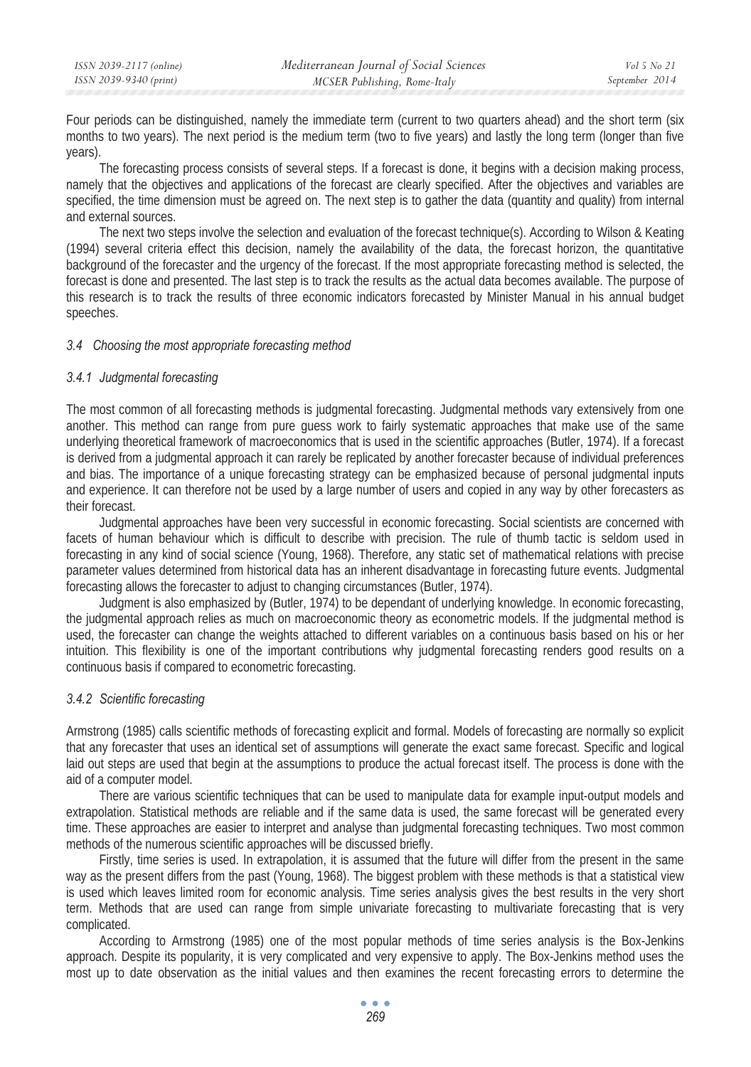Four periods can be distinguished, namely the immediate term (current to two quarters ahead) and the short term (six months to two years). The next period is the medium term (two to five years) and lastly the long term (longer than five years).

The forecasting process consists of several steps. If a forecast is done, it begins with a decision making process, namely that the objectives and applications of the forecast are clearly specified. After the objectives and variables are specified, the time dimension must be agreed on. The next step is to gather the data (quantity and quality) from internal and external sources.

The next two steps involve the selection and evaluation of the forecast technique(s). According to Wilson & Keating (1994) several criteria effect this decision, namely the availability of the data, the forecast horizon, the quantitative background of the forecaster and the urgency of the forecast. If the most appropriate forecasting method is selected, the forecast is done and presented. The last step is to track the results as the actual data becomes available. The purpose of this research is to track the results of three economic indicators forecasted by Minister Manual in his annual budget speeches.

### *3.4 Choosing the most appropriate forecasting method*

#### *3.4.1 Judgmental forecasting*

The most common of all forecasting methods is judgmental forecasting. Judgmental methods vary extensively from one another. This method can range from pure guess work to fairly systematic approaches that make use of the same underlying theoretical framework of macroeconomics that is used in the scientific approaches (Butler, 1974). If a forecast is derived from a judgmental approach it can rarely be replicated by another forecaster because of individual preferences and bias. The importance of a unique forecasting strategy can be emphasized because of personal judgmental inputs and experience. It can therefore not be used by a large number of users and copied in any way by other forecasters as their forecast.

Judgmental approaches have been very successful in economic forecasting. Social scientists are concerned with facets of human behaviour which is difficult to describe with precision. The rule of thumb tactic is seldom used in forecasting in any kind of social science (Young, 1968). Therefore, any static set of mathematical relations with precise parameter values determined from historical data has an inherent disadvantage in forecasting future events. Judgmental forecasting allows the forecaster to adjust to changing circumstances (Butler, 1974).

Judgment is also emphasized by (Butler, 1974) to be dependant of underlying knowledge. In economic forecasting, the judgmental approach relies as much on macroeconomic theory as econometric models. If the judgmental method is used, the forecaster can change the weights attached to different variables on a continuous basis based on his or her intuition. This flexibility is one of the important contributions why judgmental forecasting renders good results on a continuous basis if compared to econometric forecasting.

#### *3.4.2 Scientific forecasting*

Armstrong (1985) calls scientific methods of forecasting explicit and formal. Models of forecasting are normally so explicit that any forecaster that uses an identical set of assumptions will generate the exact same forecast. Specific and logical laid out steps are used that begin at the assumptions to produce the actual forecast itself. The process is done with the aid of a computer model.

There are various scientific techniques that can be used to manipulate data for example input-output models and extrapolation. Statistical methods are reliable and if the same data is used, the same forecast will be generated every time. These approaches are easier to interpret and analyse than judgmental forecasting techniques. Two most common methods of the numerous scientific approaches will be discussed briefly.

Firstly, time series is used. In extrapolation, it is assumed that the future will differ from the present in the same way as the present differs from the past (Young, 1968). The biggest problem with these methods is that a statistical view is used which leaves limited room for economic analysis. Time series analysis gives the best results in the very short term. Methods that are used can range from simple univariate forecasting to multivariate forecasting that is very complicated.

According to Armstrong (1985) one of the most popular methods of time series analysis is the Box-Jenkins approach. Despite its popularity, it is very complicated and very expensive to apply. The Box-Jenkins method uses the most up to date observation as the initial values and then examines the recent forecasting errors to determine the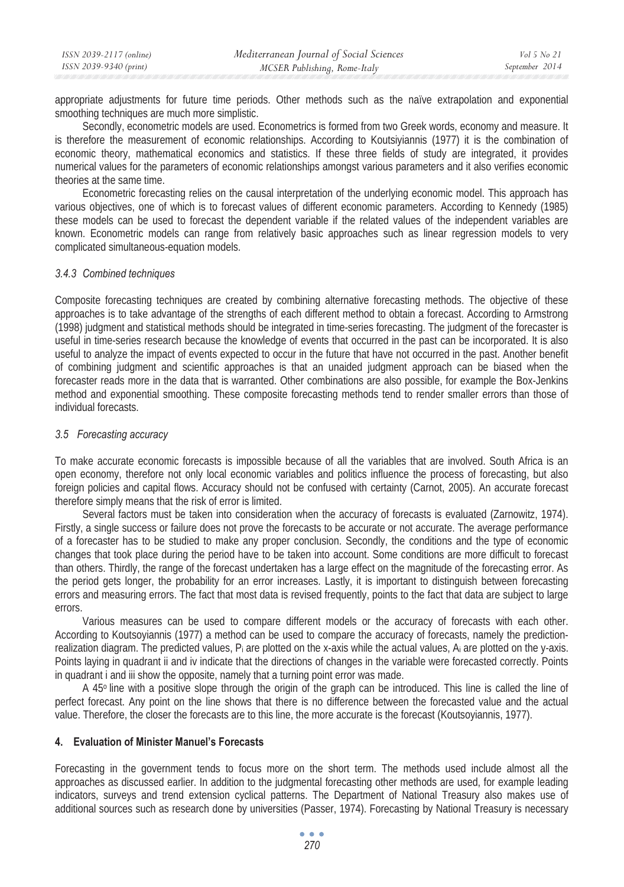appropriate adjustments for future time periods. Other methods such as the naïve extrapolation and exponential smoothing techniques are much more simplistic.

Secondly, econometric models are used. Econometrics is formed from two Greek words, economy and measure. It is therefore the measurement of economic relationships. According to Koutsiyiannis (1977) it is the combination of economic theory, mathematical economics and statistics. If these three fields of study are integrated, it provides numerical values for the parameters of economic relationships amongst various parameters and it also verifies economic theories at the same time.

Econometric forecasting relies on the causal interpretation of the underlying economic model. This approach has various objectives, one of which is to forecast values of different economic parameters. According to Kennedy (1985) these models can be used to forecast the dependent variable if the related values of the independent variables are known. Econometric models can range from relatively basic approaches such as linear regression models to very complicated simultaneous-equation models.

#### *3.4.3 Combined techniques*

Composite forecasting techniques are created by combining alternative forecasting methods. The objective of these approaches is to take advantage of the strengths of each different method to obtain a forecast. According to Armstrong (1998) judgment and statistical methods should be integrated in time-series forecasting. The judgment of the forecaster is useful in time-series research because the knowledge of events that occurred in the past can be incorporated. It is also useful to analyze the impact of events expected to occur in the future that have not occurred in the past. Another benefit of combining judgment and scientific approaches is that an unaided judgment approach can be biased when the forecaster reads more in the data that is warranted. Other combinations are also possible, for example the Box-Jenkins method and exponential smoothing. These composite forecasting methods tend to render smaller errors than those of individual forecasts.

### *3.5 Forecasting accuracy*

To make accurate economic forecasts is impossible because of all the variables that are involved. South Africa is an open economy, therefore not only local economic variables and politics influence the process of forecasting, but also foreign policies and capital flows. Accuracy should not be confused with certainty (Carnot, 2005). An accurate forecast therefore simply means that the risk of error is limited.

Several factors must be taken into consideration when the accuracy of forecasts is evaluated (Zarnowitz, 1974). Firstly, a single success or failure does not prove the forecasts to be accurate or not accurate. The average performance of a forecaster has to be studied to make any proper conclusion. Secondly, the conditions and the type of economic changes that took place during the period have to be taken into account. Some conditions are more difficult to forecast than others. Thirdly, the range of the forecast undertaken has a large effect on the magnitude of the forecasting error. As the period gets longer, the probability for an error increases. Lastly, it is important to distinguish between forecasting errors and measuring errors. The fact that most data is revised frequently, points to the fact that data are subject to large errors.

Various measures can be used to compare different models or the accuracy of forecasts with each other. According to Koutsoyiannis (1977) a method can be used to compare the accuracy of forecasts, namely the prediction-realization diagram. The predicted values, $P_i$ are plotted on the x-axis while the actual values, $A_i$ are plotted on the y-axis. Points laying in quadrant ii and iv indicate that the directions of changes in the variable were forecasted correctly. Points in quadrant i and iii show the opposite, namely that a turning point error was made.

A $45^{o}$ line with a positive slope through the origin of the graph can be introduced. This line is called the line of perfect forecast. Any point on the line shows that there is no difference between the forecasted value and the actual value. Therefore, the closer the forecasts are to this line, the more accurate is the forecast (Koutsoyiannis, 1977).

## 4. Evaluation of Minister Manuel's Forecasts

Forecasting in the government tends to focus more on the short term. The methods used include almost all the approaches as discussed earlier. In addition to the judgmental forecasting other methods are used, for example leading indicators, surveys and trend extension cyclical patterns. The Department of National Treasury also makes use of additional sources such as research done by universities (Passer, 1974). Forecasting by National Treasury is necessary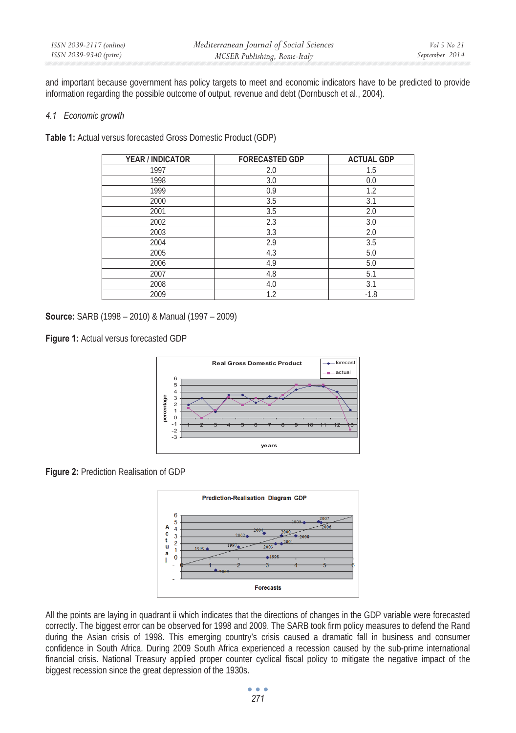and important because government has policy targets to meet and economic indicators have to be predicted to provide information regarding the possible outcome of output, revenue and debt (Dornbusch et al., 2004).

### *4.1 Economic growth*

**Table 1:** Actual versus forecasted Gross Domestic Product (GDP)

| YEAR / INDICATOR | FORECASTED GDP | ACTUAL GDP |
|---|---|---|
| 1997 | 2.0 | 1.5 |
| 1998 | 3.0 | 0.0 |
| 1999 | 0.9 | 1.2 |
| 2000 | 3.5 | 3.1 |
| 2001 | 3.5 | 2.0 |
| 2002 | 2.3 | 3.0 |
| 2003 | 3.3 | 2.0 |
| 2004 | 2.9 | 3.5 |
| 2005 | 4.3 | 5.0 |
| 2006 | 4.9 | 5.0 |
| 2007 | 4.8 | 5.1 |
| 2008 | 4.0 | 3.1 |
| 2009 | 1.2 | -1.8 |

**Source:** SARB (1998 – 2010) & Manual (1997 – 2009)

**Figure 1:** Actual versus forecasted GDP

**Figure 2:** Prediction Realisation of GDP

All the points are laying in quadrant ii which indicates that the directions of changes in the GDP variable were forecasted correctly. The biggest error can be observed for 1998 and 2009. The SARB took firm policy measures to defend the Rand during the Asian crisis of 1998. This emerging country's crisis caused a dramatic fall in business and consumer confidence in South Africa. During 2009 South Africa experienced a recession caused by the sub-prime international financial crisis. National Treasury applied proper counter cyclical fiscal policy to mitigate the negative impact of the biggest recession since the great depression of the 1930s.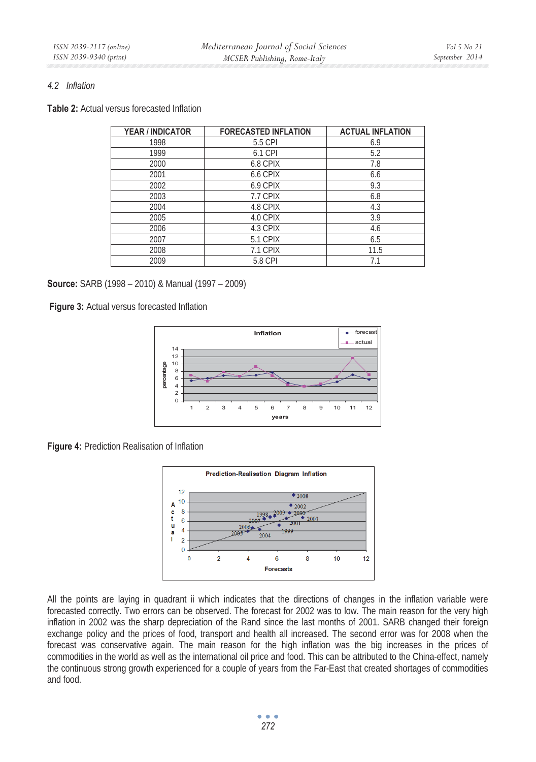### 4.2 Inflation

**Table 2:** Actual versus forecasted Inflation

| YEAR / INDICATOR | FORECASTED INFLATION | ACTUAL INFLATION |
|---|---|---|
| 1998 | 5.5 CPI | 6.9 |
| 1999 | 6.1 CPI | 5.2 |
| 2000 | 6.8 CPIX | 7.8 |
| 2001 | 6.6 CPIX | 6.6 |
| 2002 | 6.9 CPIX | 9.3 |
| 2003 | 7.7 CPIX | 6.8 |
| 2004 | 4.8 CPIX | 4.3 |
| 2005 | 4.0 CPIX | 3.9 |
| 2006 | 4.3 CPIX | 4.6 |
| 2007 | 5.1 CPIX | 6.5 |
| 2008 | 7.1 CPIX | 11.5 |
| 2009 | 5.8 CPI | 7.1 |

**Source:** SARB (1998 – 2010) & Manual (1997 – 2009)

**Figure 3:** Actual versus forecasted Inflation

**Figure 4:** Prediction Realisation of Inflation

All the points are laying in quadrant ii which indicates that the directions of changes in the inflation variable were forecasted correctly. Two errors can be observed. The forecast for 2002 was to low. The main reason for the very high inflation in 2002 was the sharp depreciation of the Rand since the last months of 2001. SARB changed their foreign exchange policy and the prices of food, transport and health all increased. The second error was for 2008 when the forecast was conservative again. The main reason for the high inflation was the big increases in the prices of commodities in the world as well as the international oil price and food. This can be attributed to the China-effect, namely the continuous strong growth experienced for a couple of years from the Far-East that created shortages of commodities and food.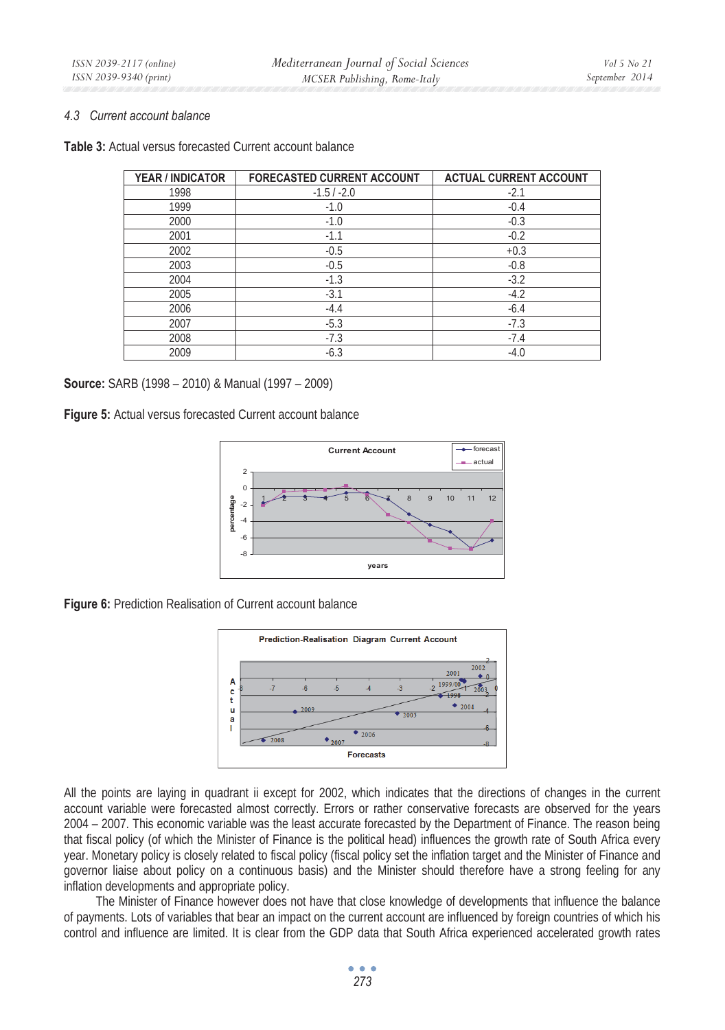### 4.3 Current account balance

**Table 3:** Actual versus forecasted Current account balance

| YEAR / INDICATOR | FORECASTED CURRENT ACCOUNT | ACTUAL CURRENT ACCOUNT |
|---|---|---|
| 1998 | -1.5 / -2.0 | -2.1 |
| 1999 | -1.0 | -0.4 |
| 2000 | -1.0 | -0.3 |
| 2001 | -1.1 | -0.2 |
| 2002 | -0.5 | +0.3 |
| 2003 | -0.5 | -0.8 |
| 2004 | -1.3 | -3.2 |
| 2005 | -3.1 | -4.2 |
| 2006 | -4.4 | -6.4 |
| 2007 | -5.3 | -7.3 |
| 2008 | -7.3 | -7.4 |
| 2009 | -6.3 | -4.0 |

**Source:** SARB (1998 – 2010) & Manual (1997 – 2009)

**Figure 5:** Actual versus forecasted Current account balance

**Figure 6:** Prediction Realisation of Current account balance

All the points are laying in quadrant ii except for 2002, which indicates that the directions of changes in the current account variable were forecasted almost correctly. Errors or rather conservative forecasts are observed for the years 2004 – 2007. This economic variable was the least accurate forecasted by the Department of Finance. The reason being that fiscal policy (of which the Minister of Finance is the political head) influences the growth rate of South Africa every year. Monetary policy is closely related to fiscal policy (fiscal policy set the inflation target and the Minister of Finance and governor liaise about policy on a continuous basis) and the Minister should therefore have a strong feeling for any inflation developments and appropriate policy.

The Minister of Finance however does not have that close knowledge of developments that influence the balance of payments. Lots of variables that bear an impact on the current account are influenced by foreign countries of which his control and influence are limited. It is clear from the GDP data that South Africa experienced accelerated growth rates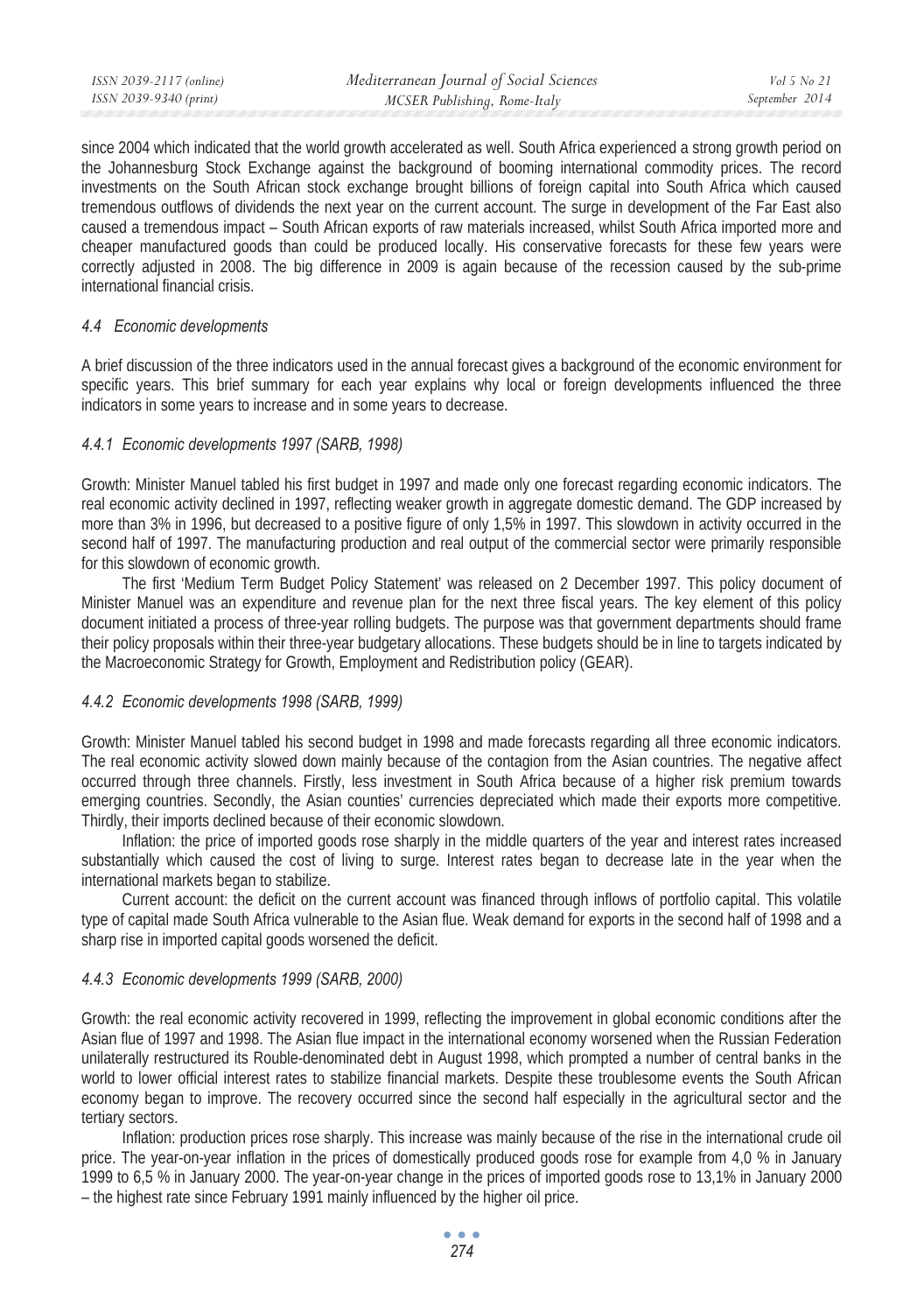since 2004 which indicated that the world growth accelerated as well. South Africa experienced a strong growth period on the Johannesburg Stock Exchange against the background of booming international commodity prices. The record investments on the South African stock exchange brought billions of foreign capital into South Africa which caused tremendous outflows of dividends the next year on the current account. The surge in development of the Far East also caused a tremendous impact – South African exports of raw materials increased, whilst South Africa imported more and cheaper manufactured goods than could be produced locally. His conservative forecasts for these few years were correctly adjusted in 2008. The big difference in 2009 is again because of the recession caused by the sub-prime international financial crisis.

### *4.4 Economic developments*

A brief discussion of the three indicators used in the annual forecast gives a background of the economic environment for specific years. This brief summary for each year explains why local or foreign developments influenced the three indicators in some years to increase and in some years to decrease.

#### *4.4.1 Economic developments 1997 (SARB, 1998)*

Growth: Minister Manuel tabled his first budget in 1997 and made only one forecast regarding economic indicators. The real economic activity declined in 1997, reflecting weaker growth in aggregate domestic demand. The GDP increased by more than 3% in 1996, but decreased to a positive figure of only 1,5% in 1997. This slowdown in activity occurred in the second half of 1997. The manufacturing production and real output of the commercial sector were primarily responsible for this slowdown of economic growth.

The first 'Medium Term Budget Policy Statement' was released on 2 December 1997. This policy document of Minister Manuel was an expenditure and revenue plan for the next three fiscal years. The key element of this policy document initiated a process of three-year rolling budgets. The purpose was that government departments should frame their policy proposals within their three-year budgetary allocations. These budgets should be in line to targets indicated by the Macroeconomic Strategy for Growth, Employment and Redistribution policy (GEAR).

#### *4.4.2 Economic developments 1998 (SARB, 1999)*

Growth: Minister Manuel tabled his second budget in 1998 and made forecasts regarding all three economic indicators. The real economic activity slowed down mainly because of the contagion from the Asian countries. The negative affect occurred through three channels. Firstly, less investment in South Africa because of a higher risk premium towards emerging countries. Secondly, the Asian counties' currencies depreciated which made their exports more competitive. Thirdly, their imports declined because of their economic slowdown.

Inflation: the price of imported goods rose sharply in the middle quarters of the year and interest rates increased substantially which caused the cost of living to surge. Interest rates began to decrease late in the year when the international markets began to stabilize.

Current account: the deficit on the current account was financed through inflows of portfolio capital. This volatile type of capital made South Africa vulnerable to the Asian flue. Weak demand for exports in the second half of 1998 and a sharp rise in imported capital goods worsened the deficit.

#### *4.4.3 Economic developments 1999 (SARB, 2000)*

Growth: the real economic activity recovered in 1999, reflecting the improvement in global economic conditions after the Asian flue of 1997 and 1998. The Asian flue impact in the international economy worsened when the Russian Federation unilaterally restructured its Rouble-denominated debt in August 1998, which prompted a number of central banks in the world to lower official interest rates to stabilize financial markets. Despite these troublesome events the South African economy began to improve. The recovery occurred since the second half especially in the agricultural sector and the tertiary sectors.

Inflation: production prices rose sharply. This increase was mainly because of the rise in the international crude oil price. The year-on-year inflation in the prices of domestically produced goods rose for example from 4,0 % in January 1999 to 6,5 % in January 2000. The year-on-year change in the prices of imported goods rose to 13,1% in January 2000 – the highest rate since February 1991 mainly influenced by the higher oil price.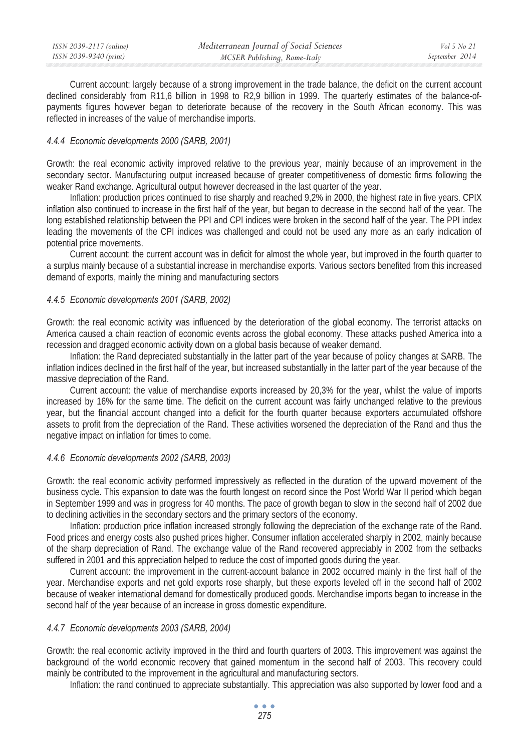Current account: largely because of a strong improvement in the trade balance, the deficit on the current account declined considerably from R11,6 billion in 1998 to R2,9 billion in 1999. The quarterly estimates of the balance-of-payments figures however began to deteriorate because of the recovery in the South African economy. This was reflected in increases of the value of merchandise imports.

#### *4.4.4 Economic developments 2000 (SARB, 2001)*

Growth: the real economic activity improved relative to the previous year, mainly because of an improvement in the secondary sector. Manufacturing output increased because of greater competitiveness of domestic firms following the weaker Rand exchange. Agricultural output however decreased in the last quarter of the year.

Inflation: production prices continued to rise sharply and reached 9,2% in 2000, the highest rate in five years. CPIX inflation also continued to increase in the first half of the year, but began to decrease in the second half of the year. The long established relationship between the PPI and CPI indices were broken in the second half of the year. The PPI index leading the movements of the CPI indices was challenged and could not be used any more as an early indication of potential price movements.

Current account: the current account was in deficit for almost the whole year, but improved in the fourth quarter to a surplus mainly because of a substantial increase in merchandise exports. Various sectors benefited from this increased demand of exports, mainly the mining and manufacturing sectors

#### *4.4.5 Economic developments 2001 (SARB, 2002)*

Growth: the real economic activity was influenced by the deterioration of the global economy. The terrorist attacks on America caused a chain reaction of economic events across the global economy. These attacks pushed America into a recession and dragged economic activity down on a global basis because of weaker demand.

Inflation: the Rand depreciated substantially in the latter part of the year because of policy changes at SARB. The inflation indices declined in the first half of the year, but increased substantially in the latter part of the year because of the massive depreciation of the Rand.

Current account: the value of merchandise exports increased by 20,3% for the year, whilst the value of imports increased by 16% for the same time. The deficit on the current account was fairly unchanged relative to the previous year, but the financial account changed into a deficit for the fourth quarter because exporters accumulated offshore assets to profit from the depreciation of the Rand. These activities worsened the depreciation of the Rand and thus the negative impact on inflation for times to come.

#### *4.4.6 Economic developments 2002 (SARB, 2003)*

Growth: the real economic activity performed impressively as reflected in the duration of the upward movement of the business cycle. This expansion to date was the fourth longest on record since the Post World War II period which began in September 1999 and was in progress for 40 months. The pace of growth began to slow in the second half of 2002 due to declining activities in the secondary sectors and the primary sectors of the economy.

Inflation: production price inflation increased strongly following the depreciation of the exchange rate of the Rand. Food prices and energy costs also pushed prices higher. Consumer inflation accelerated sharply in 2002, mainly because of the sharp depreciation of Rand. The exchange value of the Rand recovered appreciably in 2002 from the setbacks suffered in 2001 and this appreciation helped to reduce the cost of imported goods during the year.

Current account: the improvement in the current-account balance in 2002 occurred mainly in the first half of the year. Merchandise exports and net gold exports rose sharply, but these exports leveled off in the second half of 2002 because of weaker international demand for domestically produced goods. Merchandise imports began to increase in the second half of the year because of an increase in gross domestic expenditure.

#### *4.4.7 Economic developments 2003 (SARB, 2004)*

Growth: the real economic activity improved in the third and fourth quarters of 2003. This improvement was against the background of the world economic recovery that gained momentum in the second half of 2003. This recovery could mainly be contributed to the improvement in the agricultural and manufacturing sectors.

Inflation: the rand continued to appreciate substantially. This appreciation was also supported by lower food and a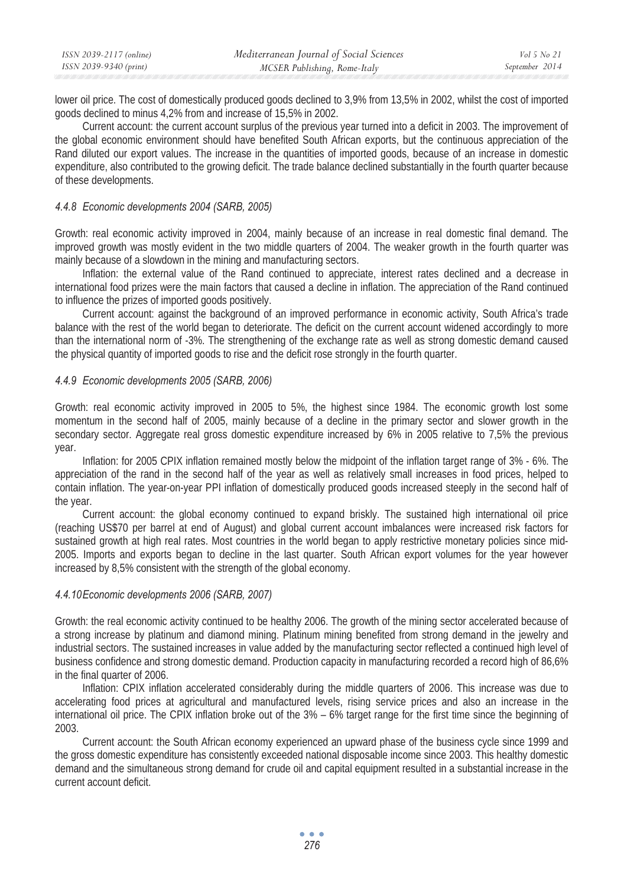lower oil price. The cost of domestically produced goods declined to 3,9% from 13,5% in 2002, whilst the cost of imported goods declined to minus 4,2% from and increase of 15,5% in 2002.

Current account: the current account surplus of the previous year turned into a deficit in 2003. The improvement of the global economic environment should have benefited South African exports, but the continuous appreciation of the Rand diluted our export values. The increase in the quantities of imported goods, because of an increase in domestic expenditure, also contributed to the growing deficit. The trade balance declined substantially in the fourth quarter because of these developments.

#### *4.4.8 Economic developments 2004 (SARB, 2005)*

Growth: real economic activity improved in 2004, mainly because of an increase in real domestic final demand. The improved growth was mostly evident in the two middle quarters of 2004. The weaker growth in the fourth quarter was mainly because of a slowdown in the mining and manufacturing sectors.

Inflation: the external value of the Rand continued to appreciate, interest rates declined and a decrease in international food prizes were the main factors that caused a decline in inflation. The appreciation of the Rand continued to influence the prizes of imported goods positively.

Current account: against the background of an improved performance in economic activity, South Africa's trade balance with the rest of the world began to deteriorate. The deficit on the current account widened accordingly to more than the international norm of -3%. The strengthening of the exchange rate as well as strong domestic demand caused the physical quantity of imported goods to rise and the deficit rose strongly in the fourth quarter.

#### *4.4.9 Economic developments 2005 (SARB, 2006)*

Growth: real economic activity improved in 2005 to 5%, the highest since 1984. The economic growth lost some momentum in the second half of 2005, mainly because of a decline in the primary sector and slower growth in the secondary sector. Aggregate real gross domestic expenditure increased by 6% in 2005 relative to 7,5% the previous year.

Inflation: for 2005 CPIX inflation remained mostly below the midpoint of the inflation target range of 3% - 6%. The appreciation of the rand in the second half of the year as well as relatively small increases in food prices, helped to contain inflation. The year-on-year PPI inflation of domestically produced goods increased steeply in the second half of the year.

Current account: the global economy continued to expand briskly. The sustained high international oil price (reaching US$70 per barrel at end of August) and global current account imbalances were increased risk factors for sustained growth at high real rates. Most countries in the world began to apply restrictive monetary policies since mid-2005. Imports and exports began to decline in the last quarter. South African export volumes for the year however increased by 8,5% consistent with the strength of the global economy.

#### *4.4.10 Economic developments 2006 (SARB, 2007)*

Growth: the real economic activity continued to be healthy 2006. The growth of the mining sector accelerated because of a strong increase by platinum and diamond mining. Platinum mining benefited from strong demand in the jewelry and industrial sectors. The sustained increases in value added by the manufacturing sector reflected a continued high level of business confidence and strong domestic demand. Production capacity in manufacturing recorded a record high of 86,6% in the final quarter of 2006.

Inflation: CPIX inflation accelerated considerably during the middle quarters of 2006. This increase was due to accelerating food prices at agricultural and manufactured levels, rising service prices and also an increase in the international oil price. The CPIX inflation broke out of the 3% – 6% target range for the first time since the beginning of 2003.

Current account: the South African economy experienced an upward phase of the business cycle since 1999 and the gross domestic expenditure has consistently exceeded national disposable income since 2003. This healthy domestic demand and the simultaneous strong demand for crude oil and capital equipment resulted in a substantial increase in the current account deficit.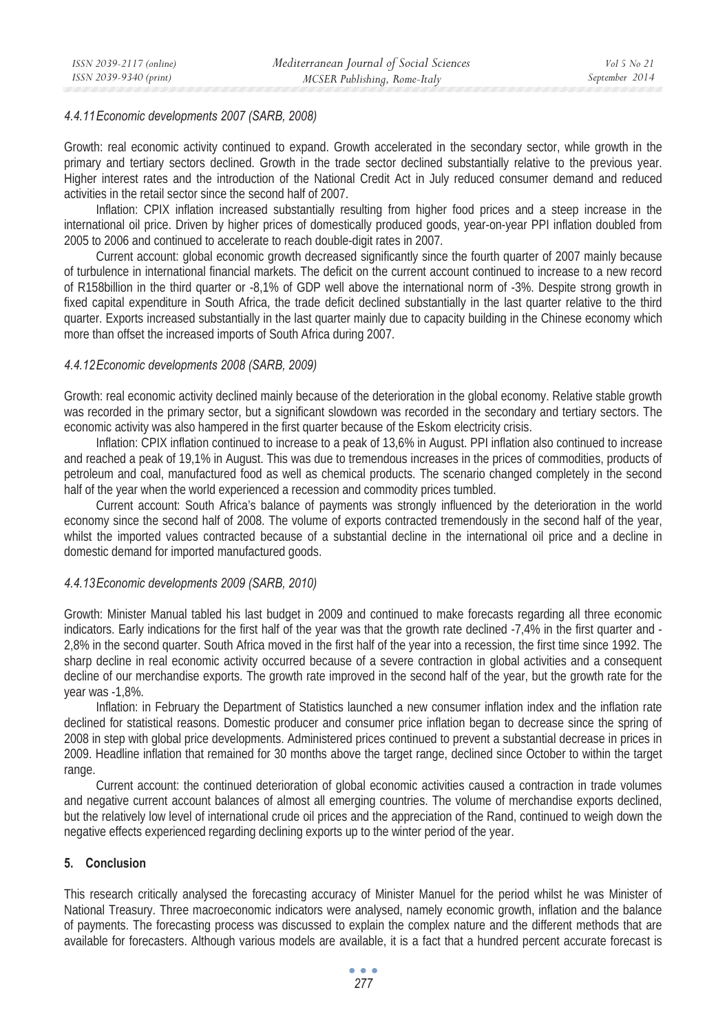#### *4.4.11 Economic developments 2007 (SARB, 2008)*

Growth: real economic activity continued to expand. Growth accelerated in the secondary sector, while growth in the primary and tertiary sectors declined. Growth in the trade sector declined substantially relative to the previous year. Higher interest rates and the introduction of the National Credit Act in July reduced consumer demand and reduced activities in the retail sector since the second half of 2007.

Inflation: CPIX inflation increased substantially resulting from higher food prices and a steep increase in the international oil price. Driven by higher prices of domestically produced goods, year-on-year PPI inflation doubled from 2005 to 2006 and continued to accelerate to reach double-digit rates in 2007.

Current account: global economic growth decreased significantly since the fourth quarter of 2007 mainly because of turbulence in international financial markets. The deficit on the current account continued to increase to a new record of R158billion in the third quarter or -8,1% of GDP well above the international norm of -3%. Despite strong growth in fixed capital expenditure in South Africa, the trade deficit declined substantially in the last quarter relative to the third quarter. Exports increased substantially in the last quarter mainly due to capacity building in the Chinese economy which more than offset the increased imports of South Africa during 2007.

#### *4.4.12 Economic developments 2008 (SARB, 2009)*

Growth: real economic activity declined mainly because of the deterioration in the global economy. Relative stable growth was recorded in the primary sector, but a significant slowdown was recorded in the secondary and tertiary sectors. The economic activity was also hampered in the first quarter because of the Eskom electricity crisis.

Inflation: CPIX inflation continued to increase to a peak of 13,6% in August. PPI inflation also continued to increase and reached a peak of 19,1% in August. This was due to tremendous increases in the prices of commodities, products of petroleum and coal, manufactured food as well as chemical products. The scenario changed completely in the second half of the year when the world experienced a recession and commodity prices tumbled.

Current account: South Africa's balance of payments was strongly influenced by the deterioration in the world economy since the second half of 2008. The volume of exports contracted tremendously in the second half of the year, whilst the imported values contracted because of a substantial decline in the international oil price and a decline in domestic demand for imported manufactured goods.

#### *4.4.13 Economic developments 2009 (SARB, 2010)*

Growth: Minister Manual tabled his last budget in 2009 and continued to make forecasts regarding all three economic indicators. Early indications for the first half of the year was that the growth rate declined -7,4% in the first quarter and -2,8% in the second quarter. South Africa moved in the first half of the year into a recession, the first time since 1992. The sharp decline in real economic activity occurred because of a severe contraction in global activities and a consequent decline of our merchandise exports. The growth rate improved in the second half of the year, but the growth rate for the year was -1,8%.

Inflation: in February the Department of Statistics launched a new consumer inflation index and the inflation rate declined for statistical reasons. Domestic producer and consumer price inflation began to decrease since the spring of 2008 in step with global price developments. Administered prices continued to prevent a substantial decrease in prices in 2009. Headline inflation that remained for 30 months above the target range, declined since October to within the target range.

Current account: the continued deterioration of global economic activities caused a contraction in trade volumes and negative current account balances of almost all emerging countries. The volume of merchandise exports declined, but the relatively low level of international crude oil prices and the appreciation of the Rand, continued to weigh down the negative effects experienced regarding declining exports up to the winter period of the year.

## 5. Conclusion

This research critically analysed the forecasting accuracy of Minister Manuel for the period whilst he was Minister of National Treasury. Three macroeconomic indicators were analysed, namely economic growth, inflation and the balance of payments. The forecasting process was discussed to explain the complex nature and the different methods that are available for forecasters. Although various models are available, it is a fact that a hundred percent accurate forecast is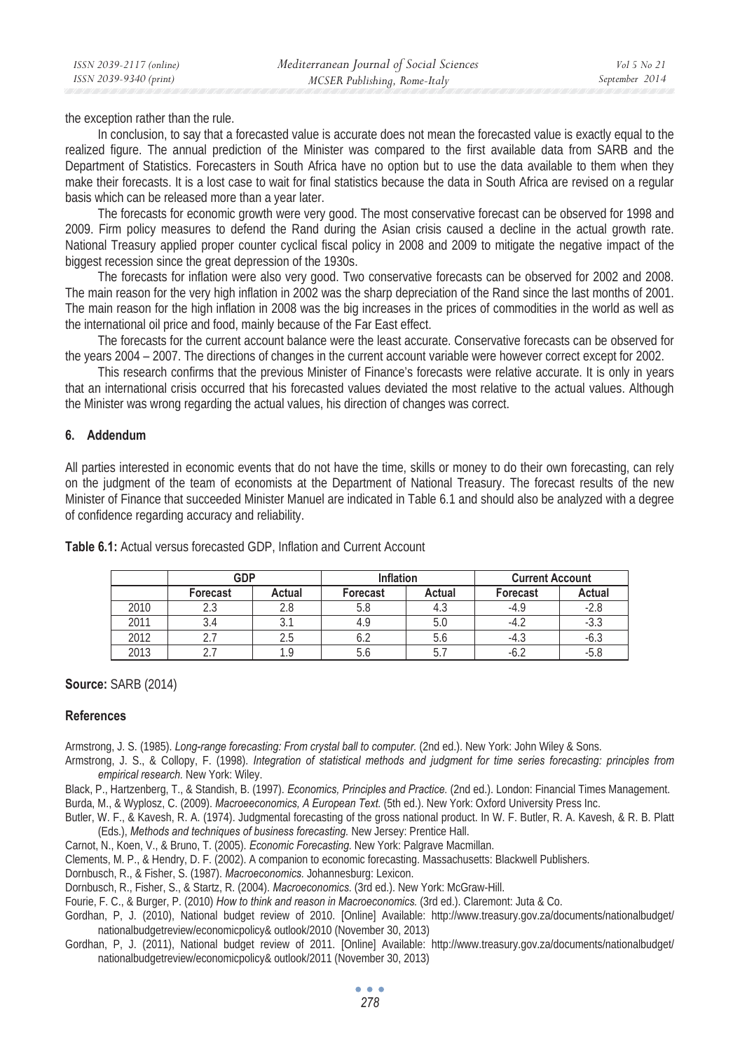the exception rather than the rule.

In conclusion, to say that a forecasted value is accurate does not mean the forecasted value is exactly equal to the realized figure. The annual prediction of the Minister was compared to the first available data from SARB and the Department of Statistics. Forecasters in South Africa have no option but to use the data available to them when they make their forecasts. It is a lost case to wait for final statistics because the data in South Africa are revised on a regular basis which can be released more than a year later.

The forecasts for economic growth were very good. The most conservative forecast can be observed for 1998 and 2009. Firm policy measures to defend the Rand during the Asian crisis caused a decline in the actual growth rate. National Treasury applied proper counter cyclical fiscal policy in 2008 and 2009 to mitigate the negative impact of the biggest recession since the great depression of the 1930s.

The forecasts for inflation were also very good. Two conservative forecasts can be observed for 2002 and 2008. The main reason for the very high inflation in 2002 was the sharp depreciation of the Rand since the last months of 2001. The main reason for the high inflation in 2008 was the big increases in the prices of commodities in the world as well as the international oil price and food, mainly because of the Far East effect.

The forecasts for the current account balance were the least accurate. Conservative forecasts can be observed for the years 2004 – 2007. The directions of changes in the current account variable were however correct except for 2002.

This research confirms that the previous Minister of Finance's forecasts were relative accurate. It is only in years that an international crisis occurred that his forecasted values deviated the most relative to the actual values. Although the Minister was wrong regarding the actual values, his direction of changes was correct.

## 6. Addendum

All parties interested in economic events that do not have the time, skills or money to do their own forecasting, can rely on the judgment of the team of economists at the Department of National Treasury. The forecast results of the new Minister of Finance that succeeded Minister Manuel are indicated in Table 6.1 and should also be analyzed with a degree of confidence regarding accuracy and reliability.

**Table 6.1:** Actual versus forecasted GDP, Inflation and Current Account

| | GDP | | Inflation | | Current Account | |
|---|---|---|---|---|---|---|
| | **Forecast** | **Actual** | **Forecast** | **Actual** | **Forecast** | **Actual** |
| 2010 | 2.3 | 2.8 | 5.8 | 4.3 | -4.9 | -2.8 |
| 2011 | 3.4 | 3.1 | 4.9 | 5.0 | -4.2 | -3.3 |
| 2012 | 2.7 | 2.5 | 6.2 | 5.6 | -4.3 | -6.3 |
| 2013 | 2.7 | 1.9 | 5.6 | 5.7 | -6.2 | -5.8 |

**Source:** SARB (2014)

## References

Armstrong, J. S. (1985). *Long-range forecasting: From crystal ball to computer.* (2nd ed.). New York: John Wiley & Sons.

Armstrong, J. S., & Collopy, F. (1998). *Integration of statistical methods and judgment for time series forecasting: principles from empirical research.* New York: Wiley.

Black, P., Hartzenberg, T., & Standish, B. (1997). *Economics, Principles and Practice.* (2nd ed.). London: Financial Times Management.

Burda, M., & Wyplosz, C. (2009). *Macroeeconomics, A European Text.* (5th ed.). New York: Oxford University Press Inc.

Butler, W. F., & Kavesh, R. A. (1974). Judgmental forecasting of the gross national product. In W. F. Butler, R. A. Kavesh, & R. B. Platt (Eds.), *Methods and techniques of business forecasting.* New Jersey: Prentice Hall.

Carnot, N., Koen, V., & Bruno, T. (2005). *Economic Forecasting.* New York: Palgrave Macmillan.

Clements, M. P., & Hendry, D. F. (2002). A companion to economic forecasting. Massachusetts: Blackwell Publishers.

Dornbusch, R., & Fisher, S. (1987). *Macroeconomics.* Johannesburg: Lexicon.

Dornbusch, R., Fisher, S., & Startz, R. (2004). *Macroeconomics.* (3rd ed.). New York: McGraw-Hill.

Fourie, F. C., & Burger, P. (2010) *How to think and reason in Macroeconomics.* (3rd ed.). Claremont: Juta & Co.

Gordhan, P, J. (2010), National budget review of 2010. [Online] Available: http://www.treasury.gov.za/documents/nationalbudget/nationalbudgetreview/economicpolicy& outlook/2010 (November 30, 2013)

Gordhan, P, J. (2011), National budget review of 2011. [Online] Available: http://www.treasury.gov.za/documents/nationalbudget/nationalbudgetreview/economicpolicy& outlook/2011 (November 30, 2013)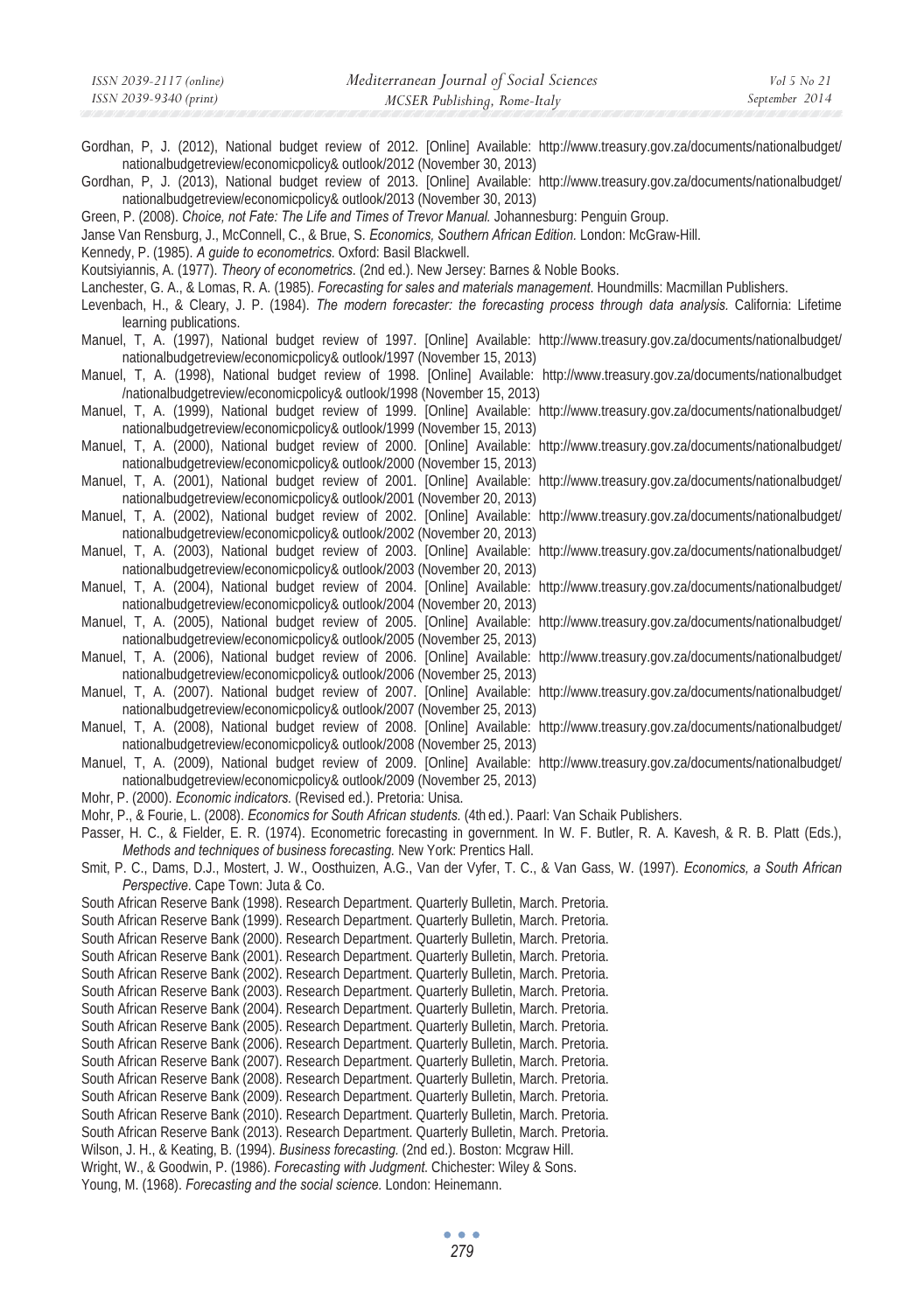Gordhan, P, J. (2012), National budget review of 2012. [Online] Available: http://www.treasury.gov.za/documents/nationalbudget/nationalbudgetreview/economicpolicy& outlook/2012 (November 30, 2013)

Gordhan, P, J. (2013), National budget review of 2013. [Online] Available: http://www.treasury.gov.za/documents/nationalbudget/nationalbudgetreview/economicpolicy& outlook/2013 (November 30, 2013)

Green, P. (2008). *Choice, not Fate: The Life and Times of Trevor Manual.* Johannesburg: Penguin Group.

Janse Van Rensburg, J., McConnell, C., & Brue, S. *Economics, Southern African Edition.* London: McGraw-Hill.

Kennedy, P. (1985). *A guide to econometrics.* Oxford: Basil Blackwell.

Koutsiyiannis, A. (1977). *Theory of econometrics*. (2nd ed.). New Jersey: Barnes & Noble Books.

Lanchester, G. A., & Lomas, R. A. (1985). *Forecasting for sales and materials management.* Houndmills: Macmillan Publishers.

Levenbach, H., & Cleary, J. P. (1984). *The modern forecaster: the forecasting process through data analysis.* California: Lifetime learning publications.

Manuel, T, A. (1997), National budget review of 1997. [Online] Available: http://www.treasury.gov.za/documents/nationalbudget/nationalbudgetreview/economicpolicy& outlook/1997 (November 15, 2013)

Manuel, T, A. (1998), National budget review of 1998. [Online] Available: http://www.treasury.gov.za/documents/nationalbudget/nationalbudgetreview/economicpolicy& outlook/1998 (November 15, 2013)

Manuel, T, A. (1999), National budget review of 1999. [Online] Available: http://www.treasury.gov.za/documents/nationalbudget/nationalbudgetreview/economicpolicy& outlook/1999 (November 15, 2013)

Manuel, T, A. (2000), National budget review of 2000. [Online] Available: http://www.treasury.gov.za/documents/nationalbudget/nationalbudgetreview/economicpolicy& outlook/2000 (November 15, 2013)

Manuel, T, A. (2001), National budget review of 2001. [Online] Available: http://www.treasury.gov.za/documents/nationalbudget/nationalbudgetreview/economicpolicy& outlook/2001 (November 20, 2013)

Manuel, T, A. (2002), National budget review of 2002. [Online] Available: http://www.treasury.gov.za/documents/nationalbudget/nationalbudgetreview/economicpolicy& outlook/2002 (November 20, 2013)

Manuel, T, A. (2003), National budget review of 2003. [Online] Available: http://www.treasury.gov.za/documents/nationalbudget/nationalbudgetreview/economicpolicy& outlook/2003 (November 20, 2013)

Manuel, T, A. (2004), National budget review of 2004. [Online] Available: http://www.treasury.gov.za/documents/nationalbudget/nationalbudgetreview/economicpolicy& outlook/2004 (November 20, 2013)

Manuel, T, A. (2005), National budget review of 2005. [Online] Available: http://www.treasury.gov.za/documents/nationalbudget/nationalbudgetreview/economicpolicy& outlook/2005 (November 25, 2013)

Manuel, T, A. (2006), National budget review of 2006. [Online] Available: http://www.treasury.gov.za/documents/nationalbudget/nationalbudgetreview/economicpolicy& outlook/2006 (November 25, 2013)

Manuel, T, A. (2007). National budget review of 2007. [Online] Available: http://www.treasury.gov.za/documents/nationalbudget/nationalbudgetreview/economicpolicy& outlook/2007 (November 25, 2013)

Manuel, T, A. (2008), National budget review of 2008. [Online] Available: http://www.treasury.gov.za/documents/nationalbudget/nationalbudgetreview/economicpolicy& outlook/2008 (November 25, 2013)

Manuel, T, A. (2009), National budget review of 2009. [Online] Available: http://www.treasury.gov.za/documents/nationalbudget/nationalbudgetreview/economicpolicy& outlook/2009 (November 25, 2013)

Mohr, P. (2000). *Economic indicators.* (Revised ed.). Pretoria: Unisa.

Mohr, P., & Fourie, L. (2008). *Economics for South African students.* (4th ed.). Paarl: Van Schaik Publishers.

Passer, H. C., & Fielder, E. R. (1974). Econometric forecasting in government. In W. F. Butler, R. A. Kavesh, & R. B. Platt (Eds.), *Methods and techniques of business forecasting.* New York: Prentics Hall.

Smit, P. C., Dams, D.J., Mostert, J. W., Oosthuizen, A.G., Van der Vyfer, T. C., & Van Gass, W. (1997). *Economics, a South African Perspective*. Cape Town: Juta & Co.

South African Reserve Bank (1998). Research Department. Quarterly Bulletin, March. Pretoria.

South African Reserve Bank (1999). Research Department. Quarterly Bulletin, March. Pretoria.

South African Reserve Bank (2000). Research Department. Quarterly Bulletin, March. Pretoria.

South African Reserve Bank (2001). Research Department. Quarterly Bulletin, March. Pretoria.

South African Reserve Bank (2002). Research Department. Quarterly Bulletin, March. Pretoria.

South African Reserve Bank (2003). Research Department. Quarterly Bulletin, March. Pretoria.

South African Reserve Bank (2004). Research Department. Quarterly Bulletin, March. Pretoria.

South African Reserve Bank (2005). Research Department. Quarterly Bulletin, March. Pretoria.

South African Reserve Bank (2006). Research Department. Quarterly Bulletin, March. Pretoria.

South African Reserve Bank (2007). Research Department. Quarterly Bulletin, March. Pretoria.

South African Reserve Bank (2008). Research Department. Quarterly Bulletin, March. Pretoria.

South African Reserve Bank (2009). Research Department. Quarterly Bulletin, March. Pretoria.

South African Reserve Bank (2010). Research Department. Quarterly Bulletin, March. Pretoria.

South African Reserve Bank (2013). Research Department. Quarterly Bulletin, March. Pretoria.

Wilson, J. H., & Keating, B. (1994). *Business forecasting.* (2nd ed.). Boston: Mcgraw Hill.

Wright, W., & Goodwin, P. (1986). *Forecasting with Judgment.* Chichester: Wiley & Sons.

Young, M. (1968). *Forecasting and the social science.* London: Heinemann.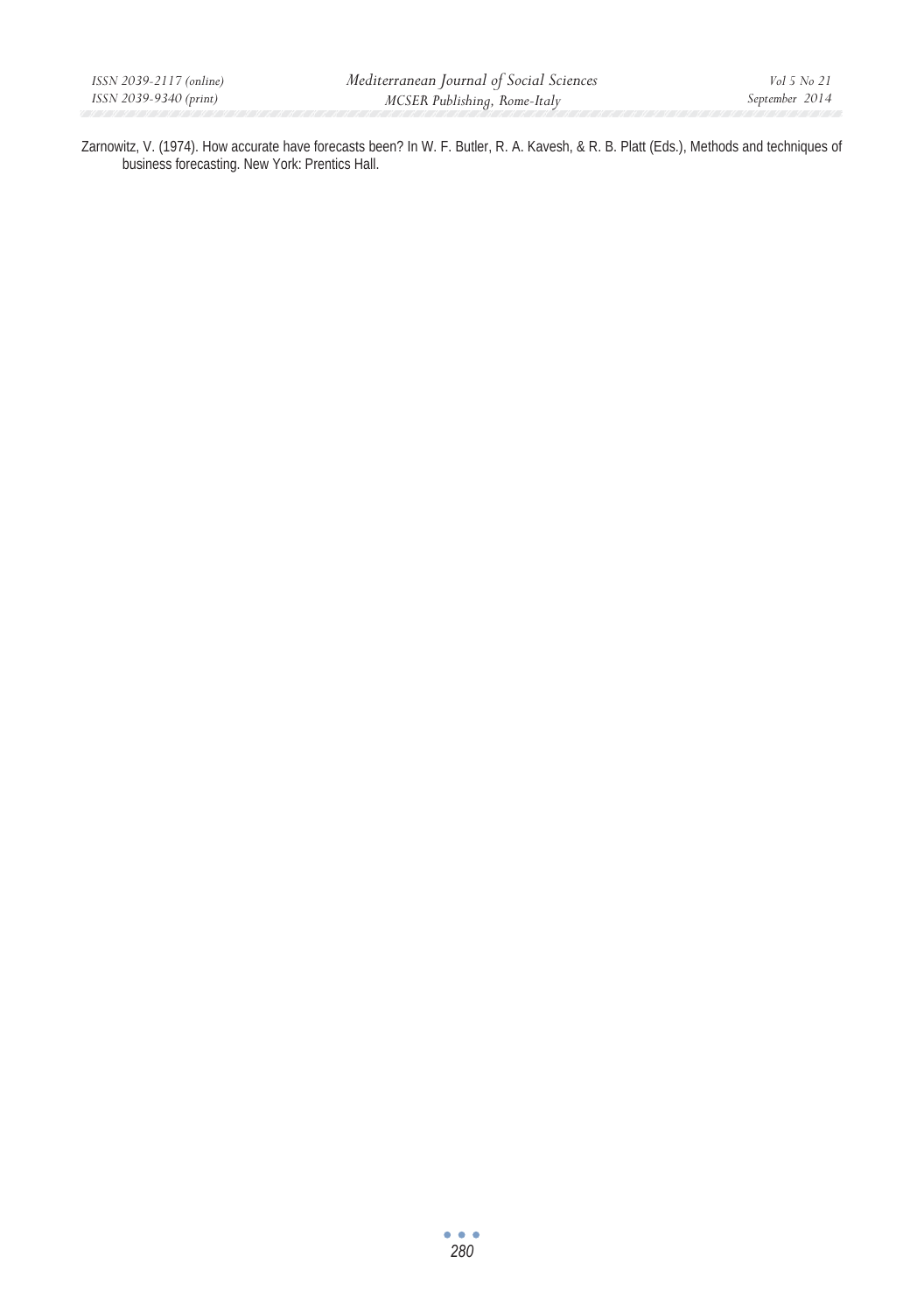Zarnowitz, V. (1974). How accurate have forecasts been? In W. F. Butler, R. A. Kavesh, & R. B. Platt (Eds.), Methods and techniques of business forecasting. New York: Prentics Hall.